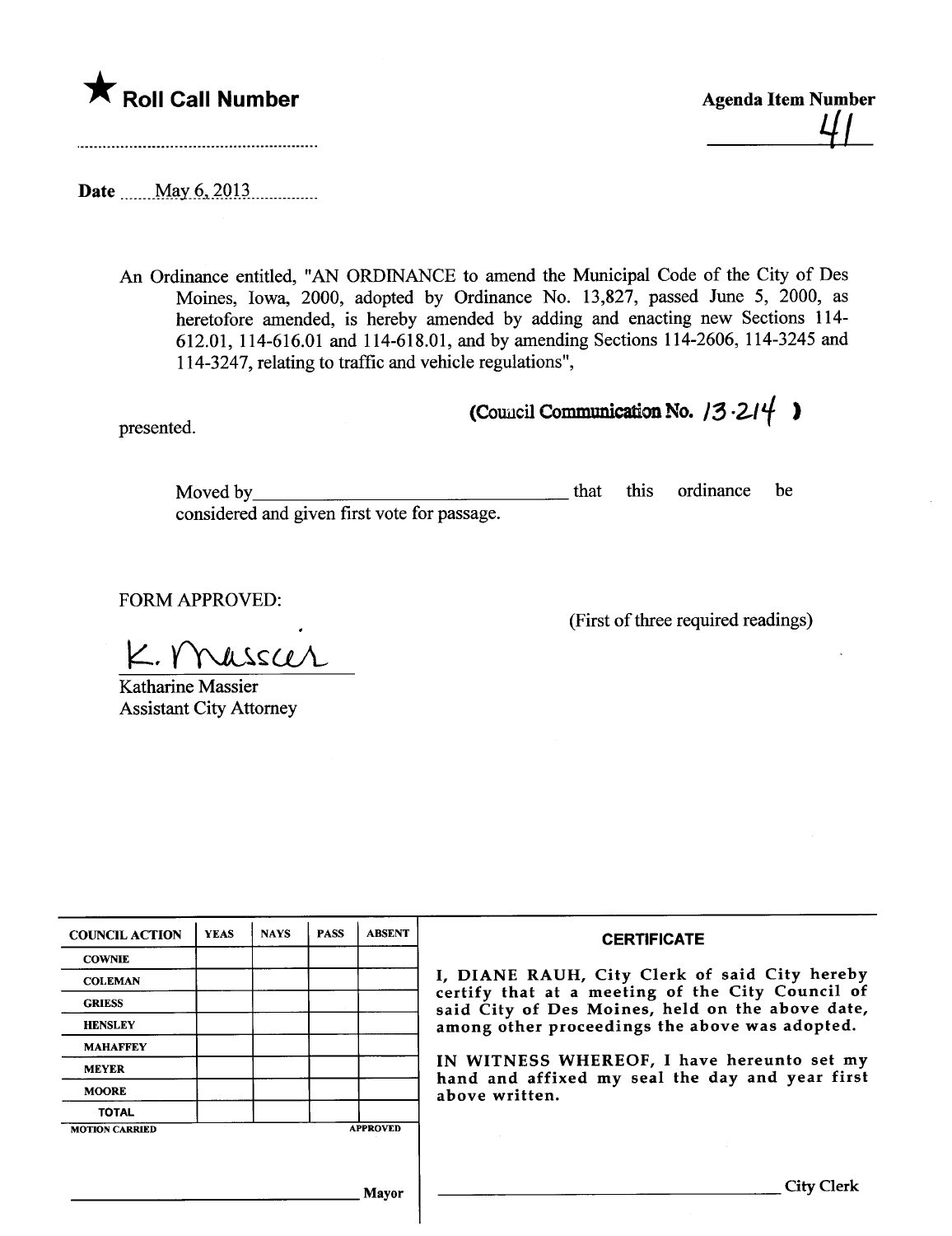★ **Roll Call Number**

..........................................................

**Agenda Item Number**

41

**Date** ......May 6, 2013..............

An Ordinance entitled, "AN ORDINANCE to amend the Municipal Code of the City of Des Moines, Iowa, 2000, adopted by Ordinance No. 13,827, passed June 5, 2000, as heretofore amended, is hereby amended by adding and enacting new Sections 114-612.01, 114-616.01 and 114-618.01, and by amending Sections 114-2606, 114-3245 and 114-3247, relating to traffic and vehicle regulations",

presented.

**(Council Communication No. 13-214 )**

Moved by\_\_\_\_\_\_\_\_\_\_\_\_\_\_\_\_\_\_\_\_\_\_\_\_\_\_\_\_\_\_\_\_ that this ordinance be considered and given first vote for passage.

FORM APPROVED:

(First of three required readings)

K. Massier

Katharine Massier
Assistant City Attorney

| COUNCIL ACTION | YEAS | NAYS | PASS | ABSENT |
|---|---|---|---|---|
| COWNIE | | | | |
| COLEMAN | | | | |
| GRIESS | | | | |
| HENSLEY | | | | |
| MAHAFFEY | | | | |
| MEYER | | | | |
| MOORE | | | | |
| TOTAL | | | | |
| MOTION CARRIED | | | | APPROVED |

\_\_\_\_\_\_\_\_\_\_\_\_\_\_\_\_\_\_\_\_\_\_\_\_\_\_\_\_\_\_\_\_ Mayor

**CERTIFICATE**

I, DIANE RAUH, City Clerk of said City hereby certify that at a meeting of the City Council of said City of Des Moines, held on the above date, among other proceedings the above was adopted.

IN WITNESS WHEREOF, I have hereunto set my hand and affixed my seal the day and year first above written.

\_\_\_\_\_\_\_\_\_\_\_\_\_\_\_\_\_\_\_\_\_\_\_\_\_\_\_\_\_\_\_\_ City Clerk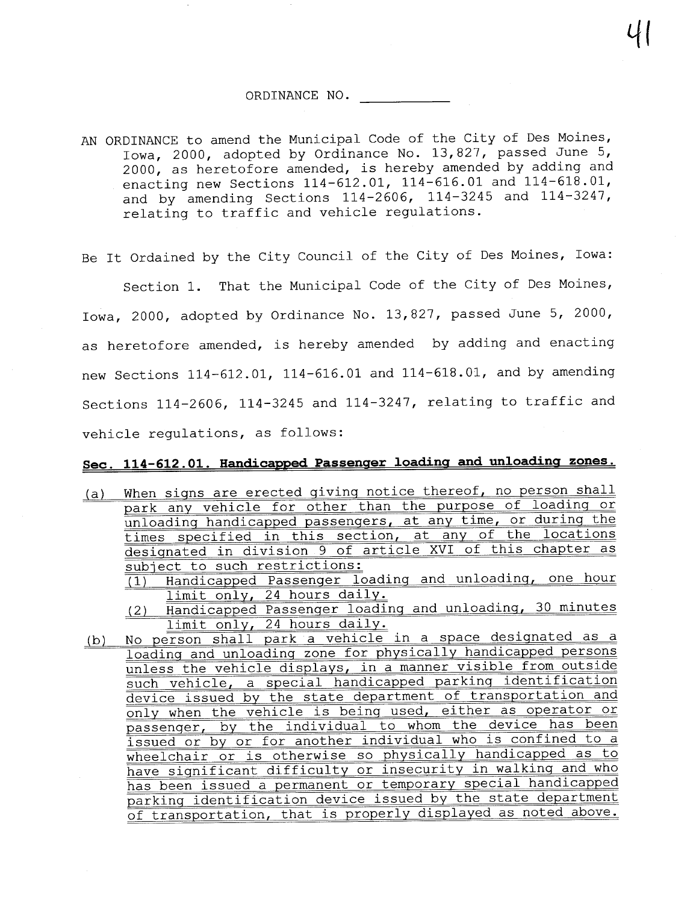ORDINANCE NO. ___________

AN ORDINANCE to amend the Municipal Code of the City of Des Moines, Iowa, 2000, adopted by Ordinance No. 13,827, passed June 5, 2000, as heretofore amended, is hereby amended by adding and enacting new Sections 114-612.01, 114-616.01 and 114-618.01, and by amending Sections 114-2606, 114-3245 and 114-3247, relating to traffic and vehicle regulations.

Be It Ordained by the City Council of the City of Des Moines, Iowa:

Section 1. That the Municipal Code of the City of Des Moines, Iowa, 2000, adopted by Ordinance No. 13,827, passed June 5, 2000, as heretofore amended, is hereby amended by adding and enacting new Sections 114-612.01, 114-616.01 and 114-618.01, and by amending Sections 114-2606, 114-3245 and 114-3247, relating to traffic and vehicle regulations, as follows:

**Sec. 114-612.01. Handicapped Passenger loading and unloading zones.**

(a) When signs are erected giving notice thereof, no person shall park any vehicle for other than the purpose of loading or unloading handicapped passengers, at any time, or during the times specified in this section, at any of the locations designated in division 9 of article XVI of this chapter as subject to such restrictions:

  (1) Handicapped Passenger loading and unloading, one hour limit only, 24 hours daily.

  (2) Handicapped Passenger loading and unloading, 30 minutes limit only, 24 hours daily.

(b) No person shall park a vehicle in a space designated as a loading and unloading zone for physically handicapped persons unless the vehicle displays, in a manner visible from outside such vehicle, a special handicapped parking identification device issued by the state department of transportation and only when the vehicle is being used, either as operator or passenger, by the individual to whom the device has been issued or by or for another individual who is confined to a wheelchair or is otherwise so physically handicapped as to have significant difficulty or insecurity in walking and who has been issued a permanent or temporary special handicapped parking identification device issued by the state department of transportation, that is properly displayed as noted above.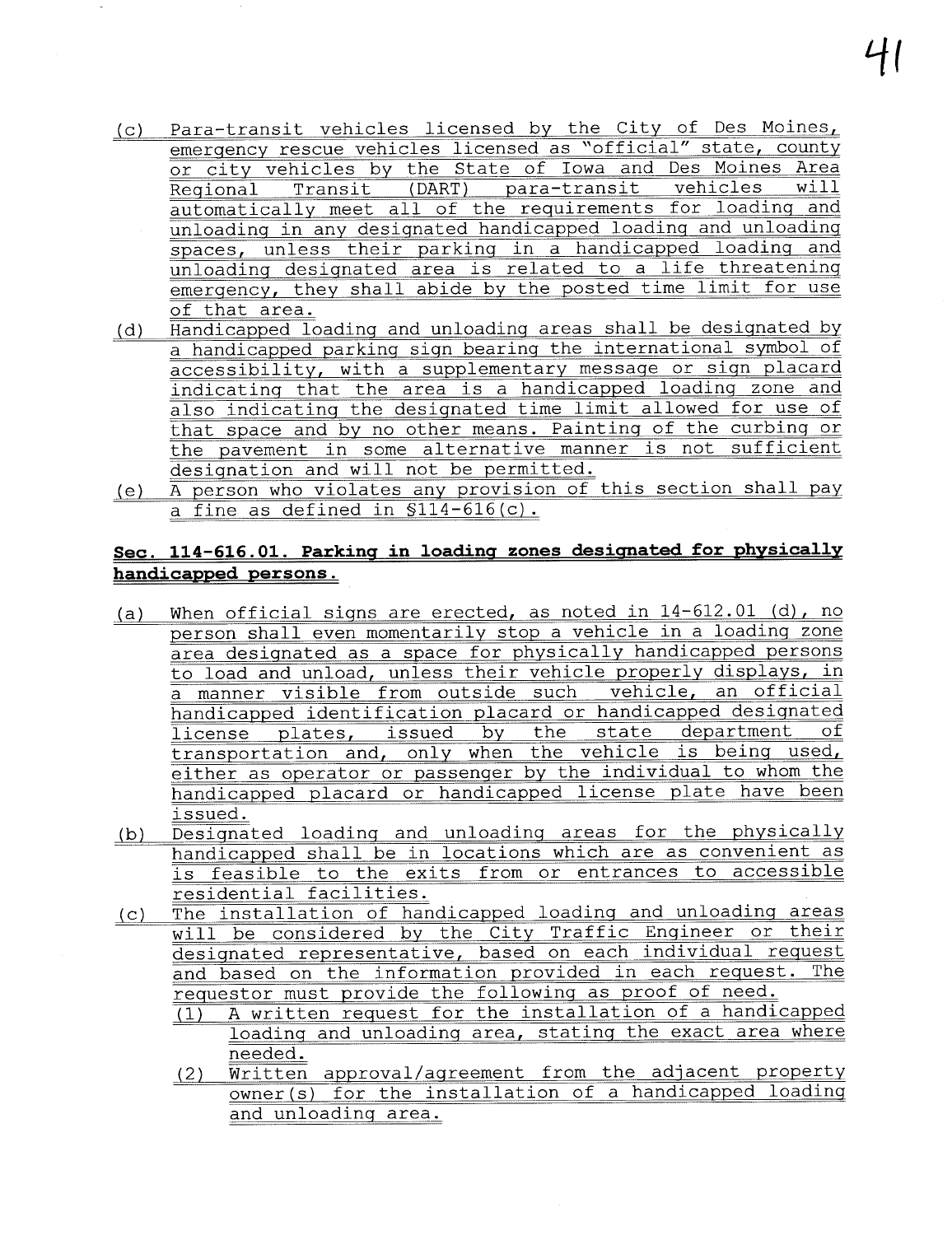(c) Para-transit vehicles licensed by the City of Des Moines, emergency rescue vehicles licensed as "official" state, county or city vehicles by the State of Iowa and Des Moines Area Regional Transit (DART) para-transit vehicles will automatically meet all of the requirements for loading and unloading in any designated handicapped loading and unloading spaces, unless their parking in a handicapped loading and unloading designated area is related to a life threatening emergency, they shall abide by the posted time limit for use of that area.

(d) Handicapped loading and unloading areas shall be designated by a handicapped parking sign bearing the international symbol of accessibility, with a supplementary message or sign placard indicating that the area is a handicapped loading zone and also indicating the designated time limit allowed for use of that space and by no other means. Painting of the curbing or the pavement in some alternative manner is not sufficient designation and will not be permitted.

(e) A person who violates any provision of this section shall pay a fine as defined in §114-616(c).

**Sec. 114-616.01. Parking in loading zones designated for physically handicapped persons.**

(a) When official signs are erected, as noted in 14-612.01 (d), no person shall even momentarily stop a vehicle in a loading zone area designated as a space for physically handicapped persons to load and unload, unless their vehicle properly displays, in a manner visible from outside such vehicle, an official handicapped identification placard or handicapped designated license plates, issued by the state department of transportation and, only when the vehicle is being used, either as operator or passenger by the individual to whom the handicapped placard or handicapped license plate have been issued.

(b) Designated loading and unloading areas for the physically handicapped shall be in locations which are as convenient as is feasible to the exits from or entrances to accessible residential facilities.

(c) The installation of handicapped loading and unloading areas will be considered by the City Traffic Engineer or their designated representative, based on each individual request and based on the information provided in each request. The requestor must provide the following as proof of need.

   (1) A written request for the installation of a handicapped loading and unloading area, stating the exact area where needed.

   (2) Written approval/agreement from the adjacent property owner(s) for the installation of a handicapped loading and unloading area.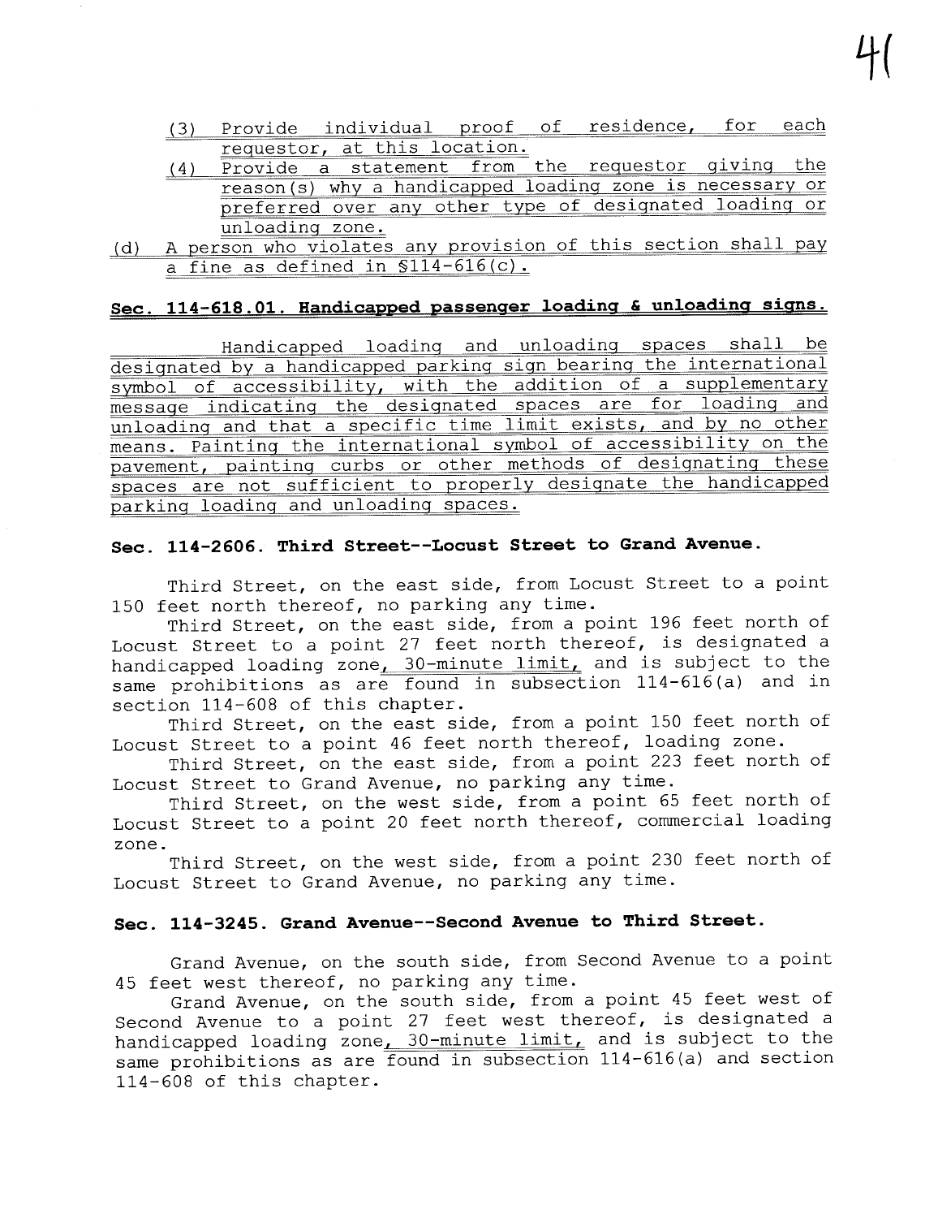(3) Provide individual proof of residence, for each requestor, at this location.

(4) Provide a statement from the requestor giving the reason(s) why a handicapped loading zone is necessary or preferred over any other type of designated loading or unloading zone.

(d) A person who violates any provision of this section shall pay a fine as defined in §114-616(c).

## Sec. 114-618.01. Handicapped passenger loading & unloading signs.

Handicapped loading and unloading spaces shall be designated by a handicapped parking sign bearing the international symbol of accessibility, with the addition of a supplementary message indicating the designated spaces are for loading and unloading and that a specific time limit exists, and by no other means. Painting the international symbol of accessibility on the pavement, painting curbs or other methods of designating these spaces are not sufficient to properly designate the handicapped parking loading and unloading spaces.

## Sec. 114-2606. Third Street--Locust Street to Grand Avenue.

Third Street, on the east side, from Locust Street to a point 150 feet north thereof, no parking any time.

Third Street, on the east side, from a point 196 feet north of Locust Street to a point 27 feet north thereof, is designated a handicapped loading zone, 30-minute limit, and is subject to the same prohibitions as are found in subsection 114-616(a) and in section 114-608 of this chapter.

Third Street, on the east side, from a point 150 feet north of Locust Street to a point 46 feet north thereof, loading zone.

Third Street, on the east side, from a point 223 feet north of Locust Street to Grand Avenue, no parking any time.

Third Street, on the west side, from a point 65 feet north of Locust Street to a point 20 feet north thereof, commercial loading zone.

Third Street, on the west side, from a point 230 feet north of Locust Street to Grand Avenue, no parking any time.

## Sec. 114-3245. Grand Avenue--Second Avenue to Third Street.

Grand Avenue, on the south side, from Second Avenue to a point 45 feet west thereof, no parking any time.

Grand Avenue, on the south side, from a point 45 feet west of Second Avenue to a point 27 feet west thereof, is designated a handicapped loading zone, 30-minute limit, and is subject to the same prohibitions as are found in subsection 114-616(a) and section 114-608 of this chapter.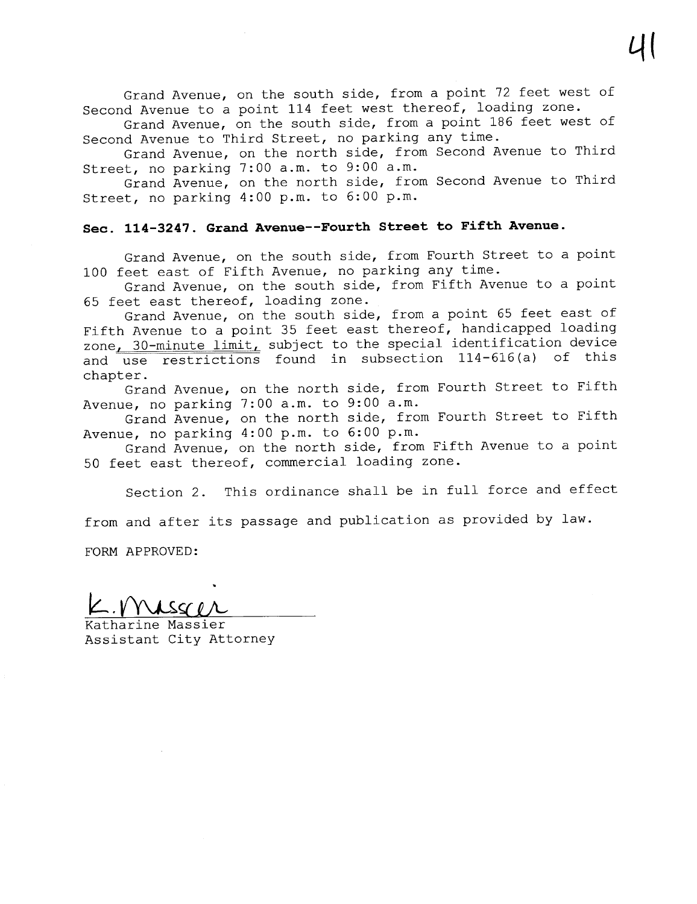Grand Avenue, on the south side, from a point 72 feet west of Second Avenue to a point 114 feet west thereof, loading zone.

Grand Avenue, on the south side, from a point 186 feet west of Second Avenue to Third Street, no parking any time.

Grand Avenue, on the north side, from Second Avenue to Third Street, no parking 7:00 a.m. to 9:00 a.m.

Grand Avenue, on the north side, from Second Avenue to Third Street, no parking 4:00 p.m. to 6:00 p.m.

**Sec. 114-3247. Grand Avenue--Fourth Street to Fifth Avenue.**

Grand Avenue, on the south side, from Fourth Street to a point 100 feet east of Fifth Avenue, no parking any time.

Grand Avenue, on the south side, from Fifth Avenue to a point 65 feet east thereof, loading zone.

Grand Avenue, on the south side, from a point 65 feet east of Fifth Avenue to a point 35 feet east thereof, handicapped loading zone, 30-minute limit, subject to the special identification device and use restrictions found in subsection 114-616(a) of this chapter.

Grand Avenue, on the north side, from Fourth Street to Fifth Avenue, no parking 7:00 a.m. to 9:00 a.m.

Grand Avenue, on the north side, from Fourth Street to Fifth Avenue, no parking 4:00 p.m. to 6:00 p.m.

Grand Avenue, on the north side, from Fifth Avenue to a point 50 feet east thereof, commercial loading zone.

Section 2. This ordinance shall be in full force and effect from and after its passage and publication as provided by law.

FORM APPROVED:

K. Massier

Katharine Massier
Assistant City Attorney